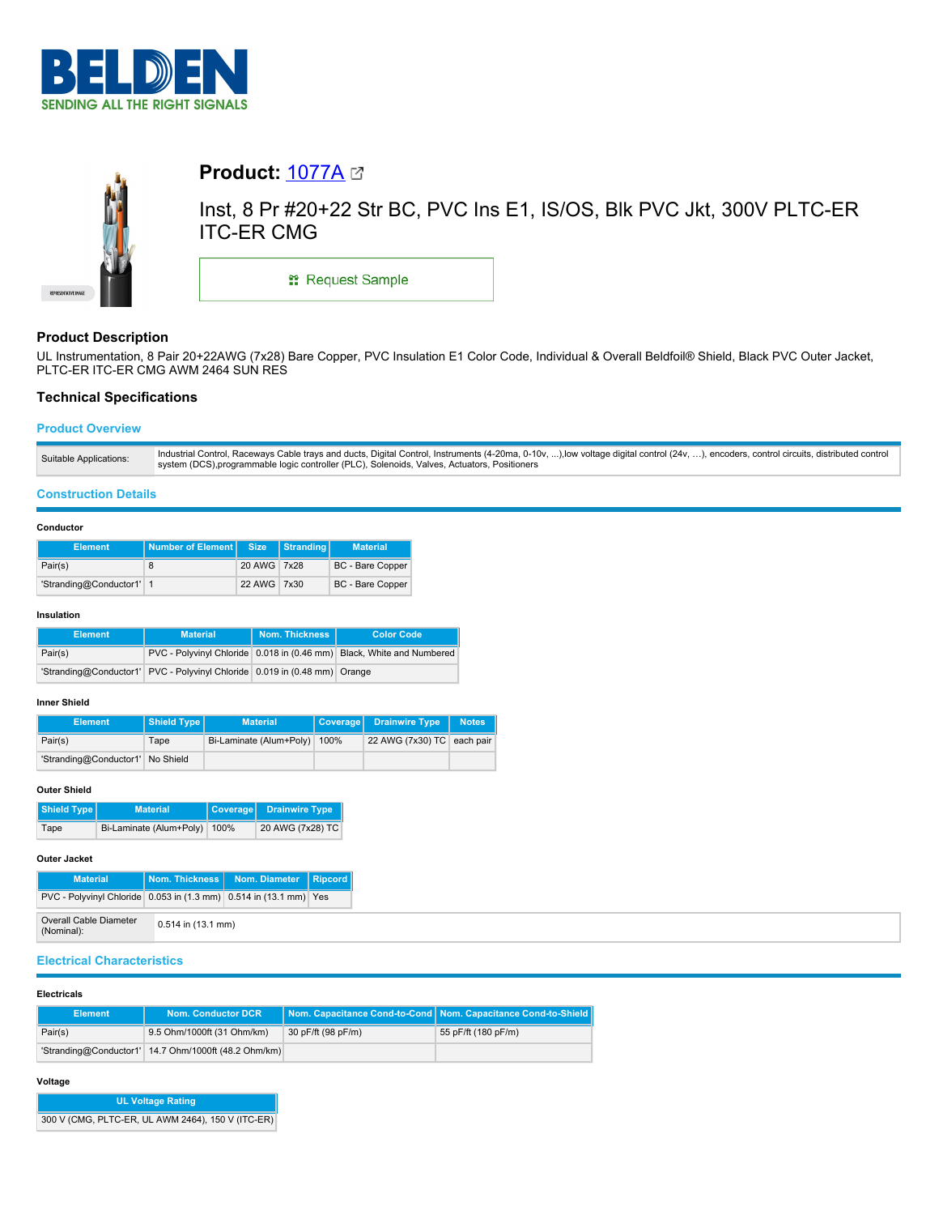BELDEN

SENDING ALL THE RIGHT SIGNALS

# Product: 1077A

Inst, 8 Pr #20+22 Str BC, PVC Ins E1, IS/OS, Blk PVC Jkt, 300V PLTC-ER ITC-ER CMG

Request Sample

## Product Description

UL Instrumentation, 8 Pair 20+22AWG (7x28) Bare Copper, PVC Insulation E1 Color Code, Individual & Overall Beldfoil® Shield, Black PVC Outer Jacket, PLTC-ER ITC-ER CMG AWM 2464 SUN RES

## Technical Specifications

### Product Overview

| | |
|---|---|
| Suitable Applications: | Industrial Control, Raceways Cable trays and ducts, Digital Control, Instruments (4-20ma, 0-10v, ...),low voltage digital control (24v, ...), encoders, control circuits, distributed control system (DCS),programmable logic controller (PLC), Solenoids, Valves, Actuators, Positioners |

### Construction Details

#### Conductor

| Element | Number of Element | Size | Stranding | Material |
|---|---|---|---|---|
| Pair(s) | 8 | 20 AWG | 7x28 | BC - Bare Copper |
| 'Stranding@Conductor1' | 1 | 22 AWG | 7x30 | BC - Bare Copper |

#### Insulation

| Element | Material | Nom. Thickness | Color Code |
|---|---|---|---|
| Pair(s) | PVC - Polyvinyl Chloride | 0.018 in (0.46 mm) | Black, White and Numbered |
| 'Stranding@Conductor1' | PVC - Polyvinyl Chloride | 0.019 in (0.48 mm) | Orange |

#### Inner Shield

| Element | Shield Type | Material | Coverage | Drainwire Type | Notes |
|---|---|---|---|---|---|
| Pair(s) | Tape | Bi-Laminate (Alum+Poly) | 100% | 22 AWG (7x30) TC | each pair |
| 'Stranding@Conductor1' | No Shield | | | | |

#### Outer Shield

| Shield Type | Material | Coverage | Drainwire Type |
|---|---|---|---|
| Tape | Bi-Laminate (Alum+Poly) | 100% | 20 AWG (7x28) TC |

#### Outer Jacket

| Material | Nom. Thickness | Nom. Diameter | Ripcord |
|---|---|---|---|
| PVC - Polyvinyl Chloride | 0.053 in (1.3 mm) | 0.514 in (13.1 mm) | Yes |

| | |
|---|---|
| Overall Cable Diameter (Nominal): | 0.514 in (13.1 mm) |

### Electrical Characteristics

#### Electricals

| Element | Nom. Conductor DCR | Nom. Capacitance Cond-to-Cond | Nom. Capacitance Cond-to-Shield |
|---|---|---|---|
| Pair(s) | 9.5 Ohm/1000ft (31 Ohm/km) | 30 pF/ft (98 pF/m) | 55 pF/ft (180 pF/m) |
| 'Stranding@Conductor1' | 14.7 Ohm/1000ft (48.2 Ohm/km) | | |

#### Voltage

| UL Voltage Rating |
|---|
| 300 V (CMG, PLTC-ER, UL AWM 2464), 150 V (ITC-ER) |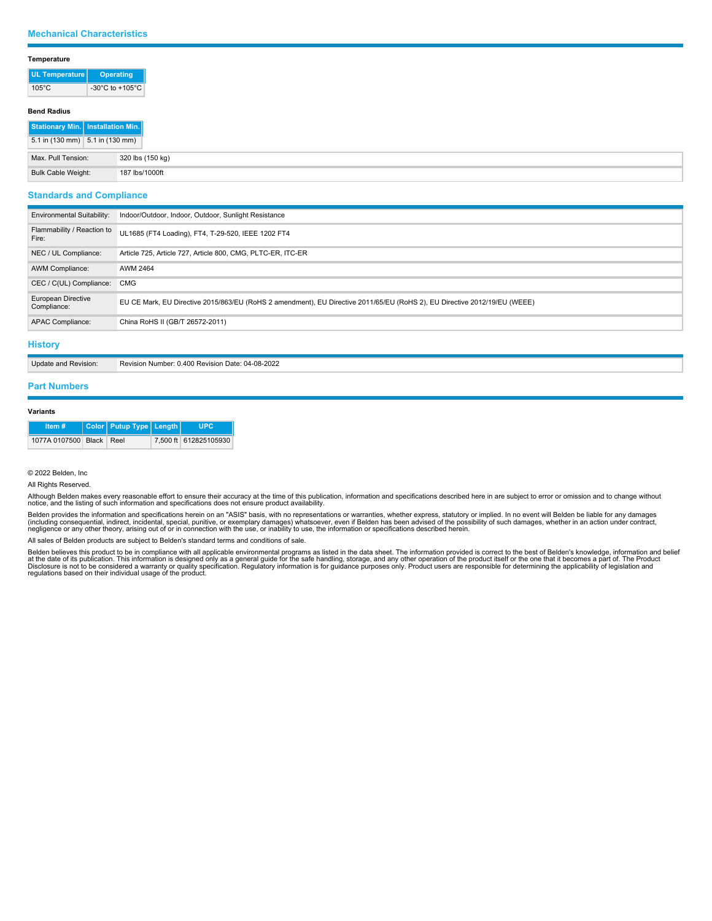## Mechanical Characteristics

**Temperature**

| UL Temperature | Operating |
|---|---|
| 105°C | -30°C to +105°C |

**Bend Radius**

| Stationary Min. | Installation Min. |
|---|---|
| 5.1 in (130 mm) | 5.1 in (130 mm) |

| | |
|---|---|
| Max. Pull Tension: | 320 lbs (150 kg) |
| Bulk Cable Weight: | 187 lbs/1000ft |

## Standards and Compliance

| | |
|---|---|
| Environmental Suitability: | Indoor/Outdoor, Indoor, Outdoor, Sunlight Resistance |
| Flammability / Reaction to Fire: | UL1685 (FT4 Loading), FT4, T-29-520, IEEE 1202 FT4 |
| NEC / UL Compliance: | Article 725, Article 727, Article 800, CMG, PLTC-ER, ITC-ER |
| AWM Compliance: | AWM 2464 |
| CEC / C(UL) Compliance: | CMG |
| European Directive Compliance: | EU CE Mark, EU Directive 2015/863/EU (RoHS 2 amendment), EU Directive 2011/65/EU (RoHS 2), EU Directive 2012/19/EU (WEEE) |
| APAC Compliance: | China RoHS II (GB/T 26572-2011) |

## History

| | |
|---|---|
| Update and Revision: | Revision Number: 0.400 Revision Date: 04-08-2022 |

## Part Numbers

**Variants**

| Item # | Color | Putup Type | Length | UPC |
|---|---|---|---|---|
| 1077A 0107500 | Black | Reel | 7,500 ft | 612825105930 |

© 2022 Belden, Inc

All Rights Reserved.

Although Belden makes every reasonable effort to ensure their accuracy at the time of this publication, information and specifications described here in are subject to error or omission and to change without notice, and the listing of such information and specifications does not ensure product availability.

Belden provides the information and specifications herein on an "ASIS" basis, with no representations or warranties, whether express, statutory or implied. In no event will Belden be liable for any damages (including consequential, indirect, incidental, special, punitive, or exemplary damages) whatsoever, even if Belden has been advised of the possibility of such damages, whether in an action under contract, negligence or any other theory, arising out of or in connection with the use, or inability to use, the information or specifications described herein.

All sales of Belden products are subject to Belden's standard terms and conditions of sale.

Belden believes this product to be in compliance with all applicable environmental programs as listed in the data sheet. The information provided is correct to the best of Belden's knowledge, information and belief at the date of its publication. This information is designed only as a general guide for the safe handling, storage, and any other operation of the product itself or the one that it becomes a part of. The Product Disclosure is not to be considered a warranty or quality specification. Regulatory information is for guidance purposes only. Product users are responsible for determining the applicability of legislation and regulations based on their individual usage of the product.